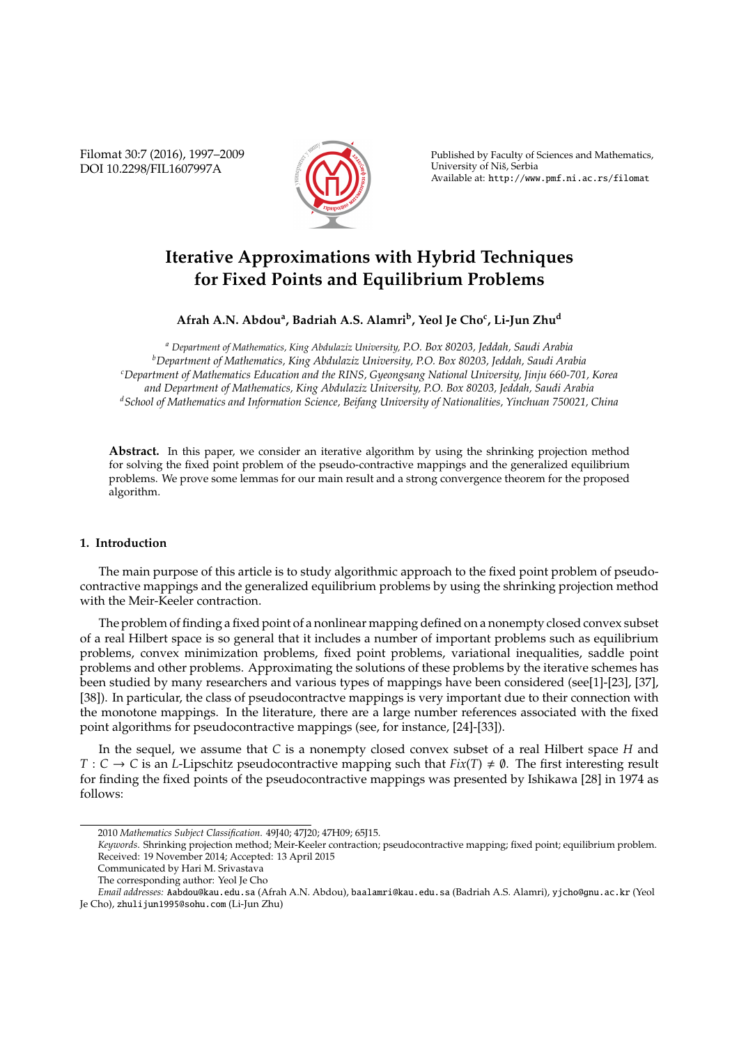# Iterative Approximations with Hybrid Techniques for Fixed Points and Equilibrium Problems

**Afrah A.N. Abdou[a], Badriah A.S. Alamri[b], Yeol Je Cho[c], Li-Jun Zhu[d]**

[a] *Department of Mathematics, King Abdulaziz University, P.O. Box 80203, Jeddah, Saudi Arabia*
[b] *Department of Mathematics, King Abdulaziz University, P.O. Box 80203, Jeddah, Saudi Arabia*
[c] *Department of Mathematics Education and the RINS, Gyeongsang National University, Jinju 660-701, Korea and Department of Mathematics, King Abdulaziz University, P.O. Box 80203, Jeddah, Saudi Arabia*
[d] *School of Mathematics and Information Science, Beifang University of Nationalities, Yinchuan 750021, China*

**Abstract.** In this paper, we consider an iterative algorithm by using the shrinking projection method for solving the fixed point problem of the pseudo-contractive mappings and the generalized equilibrium problems. We prove some lemmas for our main result and a strong convergence theorem for the proposed algorithm.

## 1. Introduction

The main purpose of this article is to study algorithmic approach to the fixed point problem of pseudo-contractive mappings and the generalized equilibrium problems by using the shrinking projection method with the Meir-Keeler contraction.

The problem of finding a fixed point of a nonlinear mapping defined on a nonempty closed convex subset of a real Hilbert space is so general that it includes a number of important problems such as equilibrium problems, convex minimization problems, fixed point problems, variational inequalities, saddle point problems and other problems. Approximating the solutions of these problems by the iterative schemes has been studied by many researchers and various types of mappings have been considered (see[1]-[23], [37], [38]). In particular, the class of pseudocontractve mappings is very important due to their connection with the monotone mappings. In the literature, there are a large number references associated with the fixed point algorithms for pseudocontractive mappings (see, for instance, [24]-[33]).

In the sequel, we assume that $C$ is a nonempty closed convex subset of a real Hilbert space $H$ and $T : C \to C$ is an $L$-Lipschitz pseudocontractive mapping such that $Fix(T) \neq \emptyset$. The first interesting result for finding the fixed points of the pseudocontractive mappings was presented by Ishikawa [28] in 1974 as follows:

---

2010 *Mathematics Subject Classification*. 49J40; 47J20; 47H09; 65J15.

*Keywords*. Shrinking projection method; Meir-Keeler contraction; pseudocontractive mapping; fixed point; equilibrium problem.

Received: 19 November 2014; Accepted: 13 April 2015

Communicated by Hari M. Srivastava

The corresponding author: Yeol Je Cho

*Email addresses:* Aabdou@kau.edu.sa (Afrah A.N. Abdou), baalamri@kau.edu.sa (Badriah A.S. Alamri), yjcho@gnu.ac.kr (Yeol Je Cho), zhulijun1995@sohu.com (Li-Jun Zhu)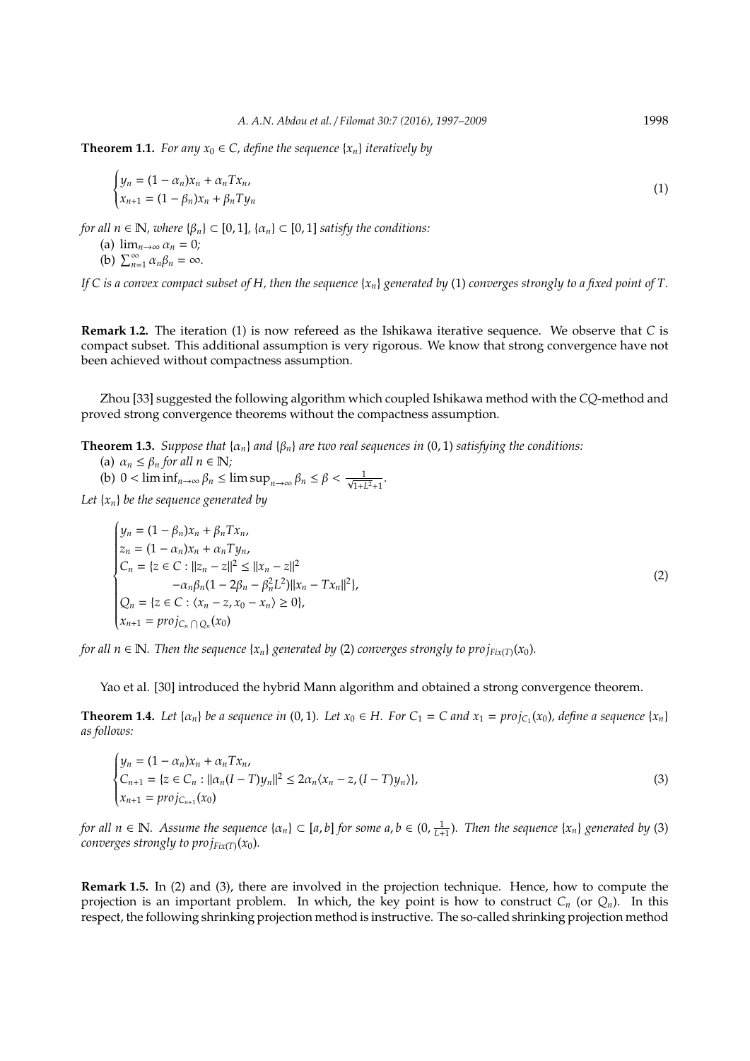**Theorem 1.1.** *For any $x_0 \in C$, define the sequence $\{x_n\}$ iteratively by*

$$
\begin{cases}
y_n = (1-\alpha_n)x_n + \alpha_n T x_n, \\
x_{n+1} = (1-\beta_n)x_n + \beta_n T y_n
\end{cases}
\tag{1}
$$

*for all $n \in \mathbb{N}$, where $\{\beta_n\} \subset [0,1]$, $\{\alpha_n\} \subset [0,1]$ satisfy the conditions:*

(a) $\lim_{n\to\infty} \alpha_n = 0$;

(b) $\sum_{n=1}^{\infty} \alpha_n \beta_n = \infty$.

*If $C$ is a convex compact subset of $H$, then the sequence $\{x_n\}$ generated by (1) converges strongly to a fixed point of $T$.*

**Remark 1.2.** The iteration (1) is now refereed as the Ishikawa iterative sequence. We observe that $C$ is compact subset. This additional assumption is very rigorous. We know that strong convergence have not been achieved without compactness assumption.

Zhou [33] suggested the following algorithm which coupled Ishikawa method with the *CQ*-method and proved strong convergence theorems without the compactness assumption.

**Theorem 1.3.** *Suppose that $\{\alpha_n\}$ and $\{\beta_n\}$ are two real sequences in $(0,1)$ satisfying the conditions:*

(a) $\alpha_n \leq \beta_n$ *for all* $n \in \mathbb{N}$;

(b) $0 < \liminf_{n\to\infty} \beta_n \leq \limsup_{n\to\infty} \beta_n \leq \beta < \frac{1}{\sqrt{1+L^2}+1}$.

*Let $\{x_n\}$ be the sequence generated by*

$$
\begin{cases}
y_n = (1-\beta_n)x_n + \beta_n T x_n, \\
z_n = (1-\alpha_n)x_n + \alpha_n T y_n, \\
C_n = \{z \in C : \|z_n - z\|^2 \leq \|x_n - z\|^2 \\
\qquad\qquad -\alpha_n\beta_n(1-2\beta_n - \beta_n^2 L^2)\|x_n - Tx_n\|^2\}, \\
Q_n = \{z \in C : \langle x_n - z, x_0 - x_n \rangle \geq 0\}, \\
x_{n+1} = proj_{C_n \bigcap Q_n}(x_0)
\end{cases}
\tag{2}
$$

*for all $n \in \mathbb{N}$. Then the sequence $\{x_n\}$ generated by (2) converges strongly to $proj_{Fix(T)}(x_0)$.*

Yao et al. [30] introduced the hybrid Mann algorithm and obtained a strong convergence theorem.

**Theorem 1.4.** *Let $\{\alpha_n\}$ be a sequence in $(0,1)$. Let $x_0 \in H$. For $C_1 = C$ and $x_1 = proj_{C_1}(x_0)$, define a sequence $\{x_n\}$ as follows:*

$$
\begin{cases}
y_n = (1-\alpha_n)x_n + \alpha_n T x_n, \\
C_{n+1} = \{z \in C_n : \|\alpha_n (I-T)y_n\|^2 \leq 2\alpha_n \langle x_n - z, (I-T)y_n \rangle\}, \\
x_{n+1} = proj_{C_{n+1}}(x_0)
\end{cases}
\tag{3}
$$

*for all $n \in \mathbb{N}$. Assume the sequence $\{\alpha_n\} \subset [a,b]$ for some $a, b \in (0, \frac{1}{L+1})$. Then the sequence $\{x_n\}$ generated by (3) converges strongly to $proj_{Fix(T)}(x_0)$.*

**Remark 1.5.** In (2) and (3), there are involved in the projection technique. Hence, how to compute the projection is an important problem. In which, the key point is how to construct $C_n$ (or $Q_n$). In this respect, the following shrinking projection method is instructive. The so-called shrinking projection method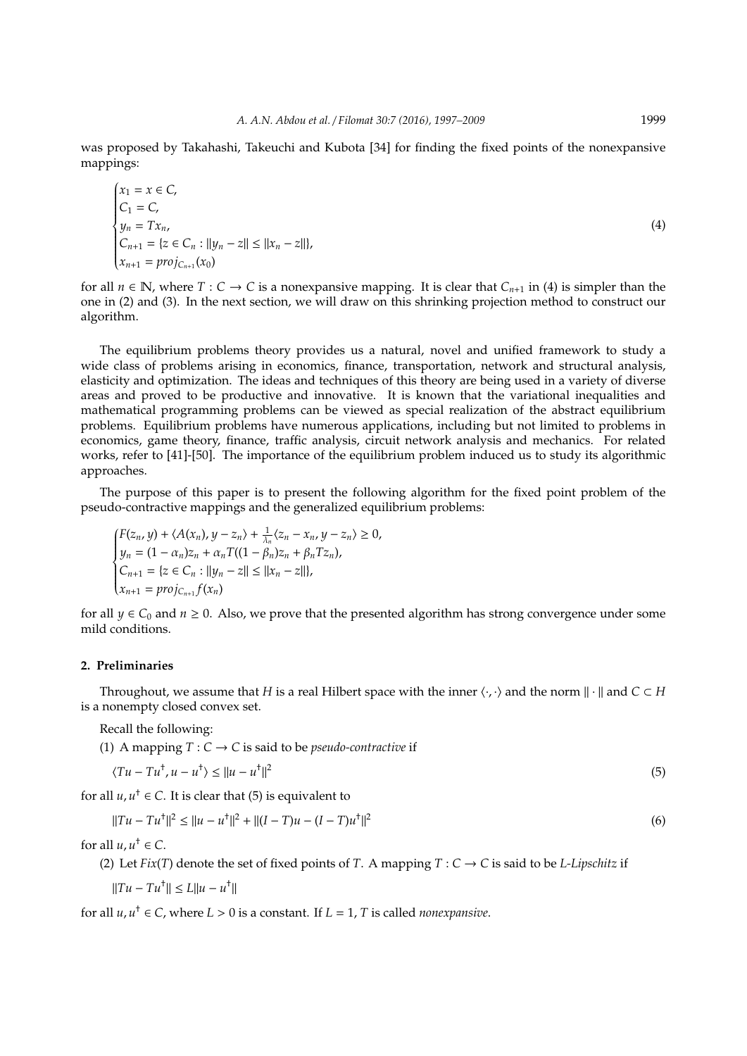was proposed by Takahashi, Takeuchi and Kubota [34] for finding the fixed points of the nonexpansive mappings:

$$
\begin{cases}
x_1 = x \in C, \\
C_1 = C, \\
y_n = Tx_n, \\
C_{n+1} = \{z \in C_n : \|y_n - z\| \le \|x_n - z\|\}, \\
x_{n+1} = proj_{C_{n+1}}(x_0)
\end{cases}
\tag{4}
$$

for all $n \in \mathbb{N}$, where $T : C \to C$ is a nonexpansive mapping. It is clear that $C_{n+1}$ in (4) is simpler than the one in (2) and (3). In the next section, we will draw on this shrinking projection method to construct our algorithm.

The equilibrium problems theory provides us a natural, novel and unified framework to study a wide class of problems arising in economics, finance, transportation, network and structural analysis, elasticity and optimization. The ideas and techniques of this theory are being used in a variety of diverse areas and proved to be productive and innovative. It is known that the variational inequalities and mathematical programming problems can be viewed as special realization of the abstract equilibrium problems. Equilibrium problems have numerous applications, including but not limited to problems in economics, game theory, finance, traffic analysis, circuit network analysis and mechanics. For related works, refer to [41]-[50]. The importance of the equilibrium problem induced us to study its algorithmic approaches.

The purpose of this paper is to present the following algorithm for the fixed point problem of the pseudo-contractive mappings and the generalized equilibrium problems:

$$
\begin{cases}
F(z_n, y) + \langle A(x_n), y - z_n \rangle + \frac{1}{\lambda_n}\langle z_n - x_n, y - z_n \rangle \ge 0, \\
y_n = (1 - \alpha_n)z_n + \alpha_n T((1 - \beta_n)z_n + \beta_n Tz_n), \\
C_{n+1} = \{z \in C_n : \|y_n - z\| \le \|x_n - z\|\}, \\
x_{n+1} = proj_{C_{n+1}} f(x_n)
\end{cases}
$$

for all $y \in C_0$ and $n \ge 0$. Also, we prove that the presented algorithm has strong convergence under some mild conditions.

## 2. Preliminaries

Throughout, we assume that $H$ is a real Hilbert space with the inner $\langle \cdot, \cdot \rangle$ and the norm $\| \cdot \|$ and $C \subset H$ is a nonempty closed convex set.

Recall the following:

(1) A mapping $T : C \to C$ is said to be *pseudo-contractive* if

$$
\langle Tu - Tu^{\dagger}, u - u^{\dagger} \rangle \le \|u - u^{\dagger}\|^2 \tag{5}
$$

for all $u, u^{\dagger} \in C$. It is clear that (5) is equivalent to

$$
\|Tu - Tu^{\dagger}\|^2 \le \|u - u^{\dagger}\|^2 + \|(I - T)u - (I - T)u^{\dagger}\|^2 \tag{6}
$$

for all $u, u^{\dagger} \in C$.

(2) Let $Fix(T)$ denote the set of fixed points of $T$. A mapping $T : C \to C$ is said to be *L-Lipschitz* if

$$
\|Tu - Tu^{\dagger}\| \le L\|u - u^{\dagger}\|
$$

for all $u, u^{\dagger} \in C$, where $L > 0$ is a constant. If $L = 1$, $T$ is called *nonexpansive*.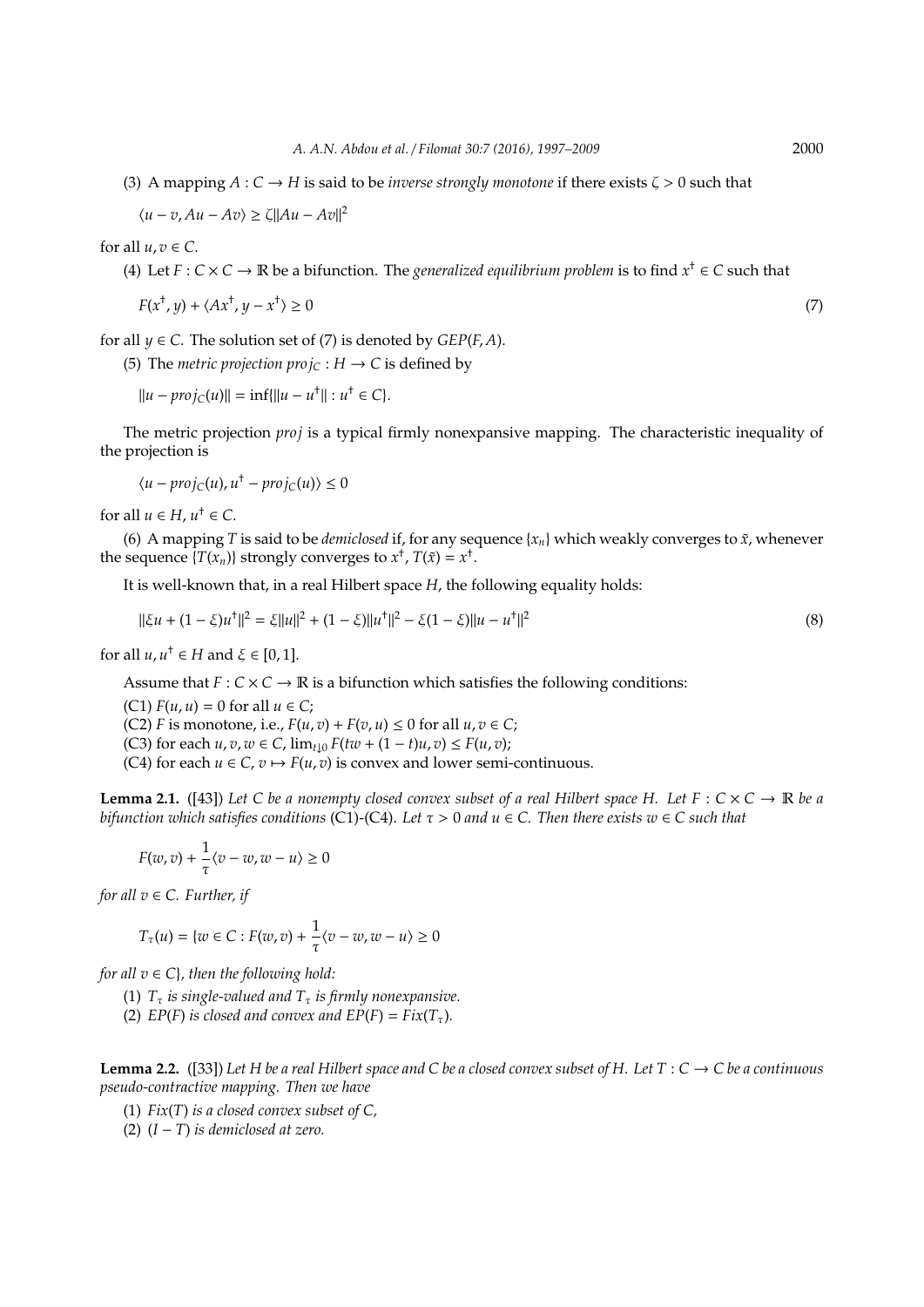(3) A mapping $A : C \to H$ is said to be *inverse strongly monotone* if there exists $\zeta > 0$ such that

$$\langle u - v, Au - Av \rangle \geq \zeta \|Au - Av\|^2$$

for all $u, v \in C$.

(4) Let $F : C \times C \to \mathbb{R}$ be a bifunction. The *generalized equilibrium problem* is to find $x^\dagger \in C$ such that

$$F(x^\dagger, y) + \langle Ax^\dagger, y - x^\dagger \rangle \geq 0 \tag{7}$$

for all $y \in C$. The solution set of (7) is denoted by $GEP(F, A)$.

(5) The *metric projection* $proj_C : H \to C$ is defined by

$$\|u - proj_C(u)\| = \inf\{\|u - u^\dagger\| : u^\dagger \in C\}.$$

The metric projection $proj$ is a typical firmly nonexpansive mapping. The characteristic inequality of the projection is

$$\langle u - proj_C(u), u^\dagger - proj_C(u) \rangle \leq 0$$

for all $u \in H, u^\dagger \in C$.

(6) A mapping $T$ is said to be *demiclosed* if, for any sequence $\{x_n\}$ which weakly converges to $\tilde{x}$, whenever the sequence $\{T(x_n)\}$ strongly converges to $x^\dagger$, $T(\tilde{x}) = x^\dagger$.

It is well-known that, in a real Hilbert space $H$, the following equality holds:

$$\|\xi u + (1 - \xi)u^\dagger\|^2 = \xi\|u\|^2 + (1 - \xi)\|u^\dagger\|^2 - \xi(1 - \xi)\|u - u^\dagger\|^2 \tag{8}$$

for all $u, u^\dagger \in H$ and $\xi \in [0, 1]$.

Assume that $F : C \times C \to \mathbb{R}$ is a bifunction which satisfies the following conditions:

(C1) $F(u, u) = 0$ for all $u \in C$;

(C2) $F$ is monotone, i.e., $F(u, v) + F(v, u) \leq 0$ for all $u, v \in C$;

(C3) for each $u, v, w \in C$, $\lim_{t \downarrow 0} F(tw + (1 - t)u, v) \leq F(u, v)$;

(C4) for each $u \in C$, $v \mapsto F(u, v)$ is convex and lower semi-continuous.

**Lemma 2.1.** ([43]) *Let $C$ be a nonempty closed convex subset of a real Hilbert space $H$. Let $F : C \times C \to \mathbb{R}$ be a bifunction which satisfies conditions* (C1)-(C4). *Let $\tau > 0$ and $u \in C$. Then there exists $w \in C$ such that*

$$F(w, v) + \frac{1}{\tau}\langle v - w, w - u \rangle \geq 0$$

*for all $v \in C$. Further, if*

$$T_\tau(u) = \{w \in C : F(w, v) + \frac{1}{\tau}\langle v - w, w - u \rangle \geq 0$$

*for all $v \in C\}$, then the following hold:*

(1) *$T_\tau$ is single-valued and $T_\tau$ is firmly nonexpansive.*

(2) *$EP(F)$ is closed and convex and $EP(F) = Fix(T_\tau)$.*

**Lemma 2.2.** ([33]) *Let $H$ be a real Hilbert space and $C$ be a closed convex subset of $H$. Let $T : C \to C$ be a continuous pseudo-contractive mapping. Then we have*

(1) *$Fix(T)$ is a closed convex subset of $C$,*

(2) *$(I - T)$ is demiclosed at zero.*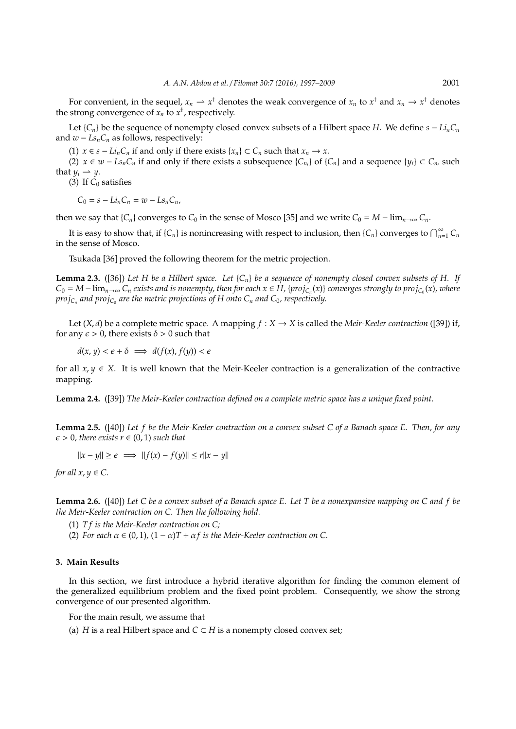For convenient, in the sequel, $x_n \rightharpoonup x^\dagger$ denotes the weak convergence of $x_n$ to $x^\dagger$ and $x_n \to x^\dagger$ denotes the strong convergence of $x_n$ to $x^\dagger$, respectively.

Let $\{C_n\}$ be the sequence of nonempty closed convex subsets of a Hilbert space $H$. We define $s - Li_n C_n$ and $w - Ls_n C_n$ as follows, respectively:

(1) $x \in s - Li_n C_n$ if and only if there exists $\{x_n\} \subset C_n$ such that $x_n \to x$.

(2) $x \in w - Ls_n C_n$ if and only if there exists a subsequence $\{C_{n_i}\}$ of $\{C_n\}$ and a sequence $\{y_i\} \subset C_{n_i}$ such that $y_i \rightharpoonup y$.

(3) If $C_0$ satisfies

$$C_0 = s - Li_n C_n = w - Ls_n C_n,$$

then we say that $\{C_n\}$ converges to $C_0$ in the sense of Mosco [35] and we write $C_0 = M - \lim_{n\to\infty} C_n$.

It is easy to show that, if $\{C_n\}$ is nonincreasing with respect to inclusion, then $\{C_n\}$ converges to $\bigcap_{n=1}^{\infty} C_n$ in the sense of Mosco.

Tsukada [36] proved the following theorem for the metric projection.

**Lemma 2.3.** ([36]) *Let $H$ be a Hilbert space. Let $\{C_n\}$ be a sequence of nonempty closed convex subsets of $H$. If $C_0 = M - \lim_{n\to\infty} C_n$ exists and is nonempty, then for each $x \in H$, $\{proj_{C_n}(x)\}$ converges strongly to $proj_{C_0}(x)$, where $proj_{C_n}$ and $proj_{C_0}$ are the metric projections of $H$ onto $C_n$ and $C_0$, respectively.*

Let $(X, d)$ be a complete metric space. A mapping $f : X \to X$ is called the *Meir-Keeler contraction* ([39]) if, for any $\epsilon > 0$, there exists $\delta > 0$ such that

$$d(x, y) < \epsilon + \delta \implies d(f(x), f(y)) < \epsilon$$

for all $x, y \in X$. It is well known that the Meir-Keeler contraction is a generalization of the contractive mapping.

**Lemma 2.4.** ([39]) *The Meir-Keeler contraction defined on a complete metric space has a unique fixed point.*

**Lemma 2.5.** ([40]) *Let $f$ be the Meir-Keeler contraction on a convex subset $C$ of a Banach space $E$. Then, for any $\epsilon > 0$, there exists $r \in (0, 1)$ such that*

$$\|x - y\| \geq \epsilon \implies \|f(x) - f(y)\| \leq r\|x - y\|$$

*for all $x, y \in C$.*

**Lemma 2.6.** ([40]) *Let $C$ be a convex subset of a Banach space $E$. Let $T$ be a nonexpansive mapping on $C$ and $f$ be the Meir-Keeler contraction on $C$. Then the following hold.*

(1) *$Tf$ is the Meir-Keeler contraction on $C$;*

(2) *For each $\alpha \in (0, 1)$, $(1 - \alpha)T + \alpha f$ is the Meir-Keeler contraction on $C$.*

## 3. Main Results

In this section, we first introduce a hybrid iterative algorithm for finding the common element of the generalized equilibrium problem and the fixed point problem. Consequently, we show the strong convergence of our presented algorithm.

For the main result, we assume that

(a) $H$ is a real Hilbert space and $C \subset H$ is a nonempty closed convex set;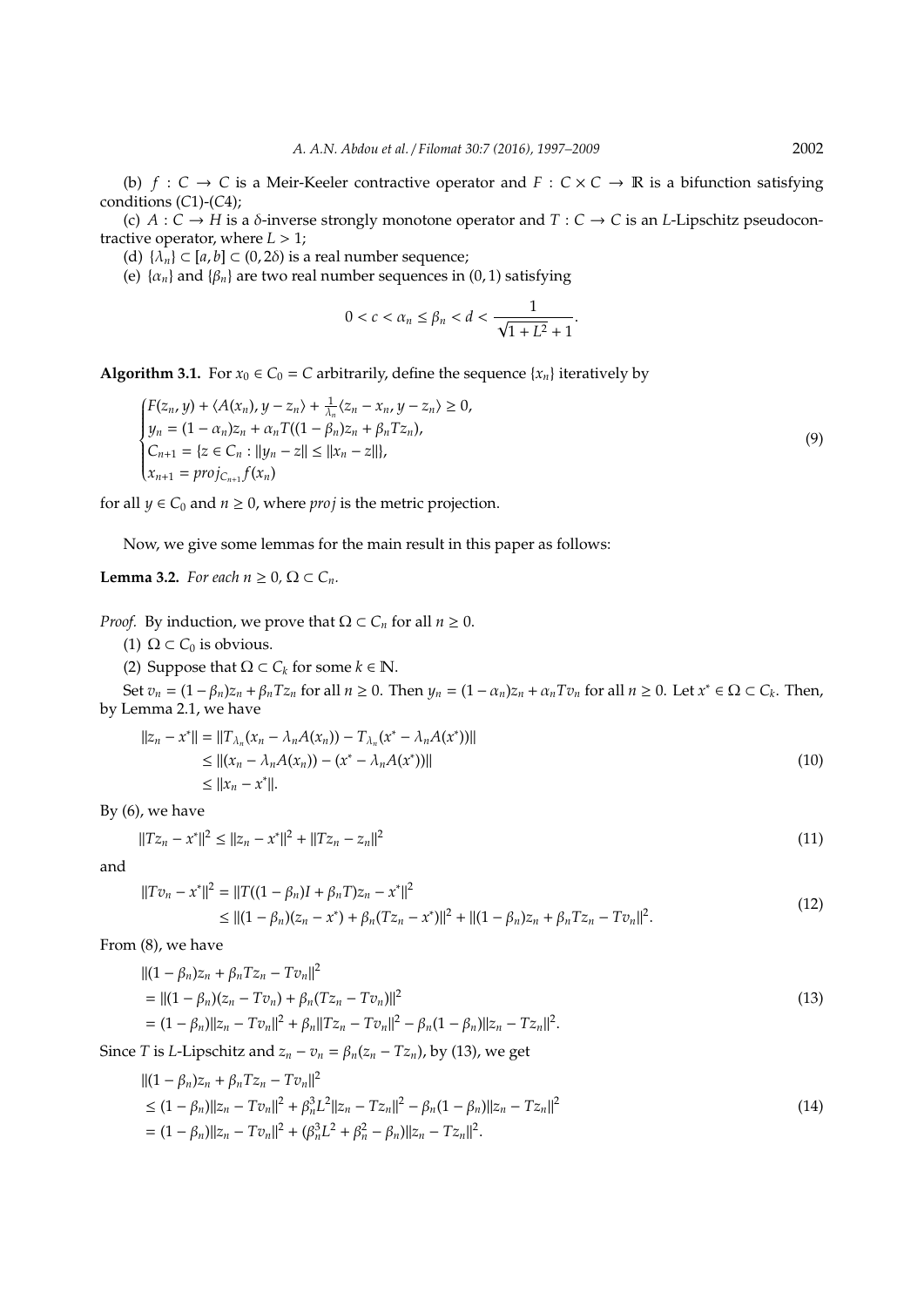(b) $f : C \to C$ is a Meir-Keeler contractive operator and $F : C \times C \to \mathbb{R}$ is a bifunction satisfying conditions (C1)-(C4);

(c) $A : C \to H$ is a $\delta$-inverse strongly monotone operator and $T : C \to C$ is an $L$-Lipschitz pseudocontractive operator, where $L > 1$;

(d) $\{\lambda_n\} \subset [a, b] \subset (0, 2\delta)$ is a real number sequence;

(e) $\{\alpha_n\}$ and $\{\beta_n\}$ are two real number sequences in $(0, 1)$ satisfying

$$0 < c < \alpha_n \leq \beta_n < d < \frac{1}{\sqrt{1+L^2}+1}.$$

**Algorithm 3.1.** For $x_0 \in C_0 = C$ arbitrarily, define the sequence $\{x_n\}$ iteratively by

$$\begin{cases} F(z_n, y) + \langle A(x_n), y - z_n \rangle + \frac{1}{\lambda_n}\langle z_n - x_n, y - z_n \rangle \geq 0, \\ y_n = (1-\alpha_n)z_n + \alpha_n T((1-\beta_n)z_n + \beta_n T z_n), \\ C_{n+1} = \{z \in C_n : \|y_n - z\| \leq \|x_n - z\|\}, \\ x_{n+1} = proj_{C_{n+1}} f(x_n) \end{cases} \tag{9}$$

for all $y \in C_0$ and $n \geq 0$, where $proj$ is the metric projection.

Now, we give some lemmas for the main result in this paper as follows:

**Lemma 3.2.** *For each $n \geq 0$, $\Omega \subset C_n$.*

*Proof.* By induction, we prove that $\Omega \subset C_n$ for all $n \geq 0$.

(1) $\Omega \subset C_0$ is obvious.

(2) Suppose that $\Omega \subset C_k$ for some $k \in \mathbb{N}$.

Set $v_n = (1-\beta_n)z_n + \beta_n T z_n$ for all $n \geq 0$. Then $y_n = (1-\alpha_n)z_n + \alpha_n T v_n$ for all $n \geq 0$. Let $x^* \in \Omega \subset C_k$. Then, by Lemma 2.1, we have

$$\begin{aligned} \|z_n - x^*\| &= \|T_{\lambda_n}(x_n - \lambda_n A(x_n)) - T_{\lambda_n}(x^* - \lambda_n A(x^*))\| \\ &\leq \|(x_n - \lambda_n A(x_n)) - (x^* - \lambda_n A(x^*))\| \\ &\leq \|x_n - x^*\|. \end{aligned} \tag{10}$$

By (6), we have

$$\|Tz_n - x^*\|^2 \leq \|z_n - x^*\|^2 + \|Tz_n - z_n\|^2 \tag{11}$$

and

$$\begin{aligned} \|Tv_n - x^*\|^2 &= \|T((1-\beta_n)I + \beta_n T)z_n - x^*\|^2 \\ &\leq \|(1-\beta_n)(z_n - x^*) + \beta_n(Tz_n - x^*)\|^2 + \|(1-\beta_n)z_n + \beta_n Tz_n - Tv_n\|^2. \end{aligned} \tag{12}$$

From (8), we have

$$\begin{aligned} &\|(1-\beta_n)z_n + \beta_n Tz_n - Tv_n\|^2 \\ &= \|(1-\beta_n)(z_n - Tv_n) + \beta_n(Tz_n - Tv_n)\|^2 \\ &= (1-\beta_n)\|z_n - Tv_n\|^2 + \beta_n\|Tz_n - Tv_n\|^2 - \beta_n(1-\beta_n)\|z_n - Tz_n\|^2. \end{aligned} \tag{13}$$

Since $T$ is $L$-Lipschitz and $z_n - v_n = \beta_n(z_n - Tz_n)$, by (13), we get

$$\begin{aligned} &\|(1-\beta_n)z_n + \beta_n Tz_n - Tv_n\|^2 \\ &\leq (1-\beta_n)\|z_n - Tv_n\|^2 + \beta_n^3 L^2\|z_n - Tz_n\|^2 - \beta_n(1-\beta_n)\|z_n - Tz_n\|^2 \\ &= (1-\beta_n)\|z_n - Tv_n\|^2 + (\beta_n^3 L^2 + \beta_n^2 - \beta_n)\|z_n - Tz_n\|^2. \end{aligned} \tag{14}$$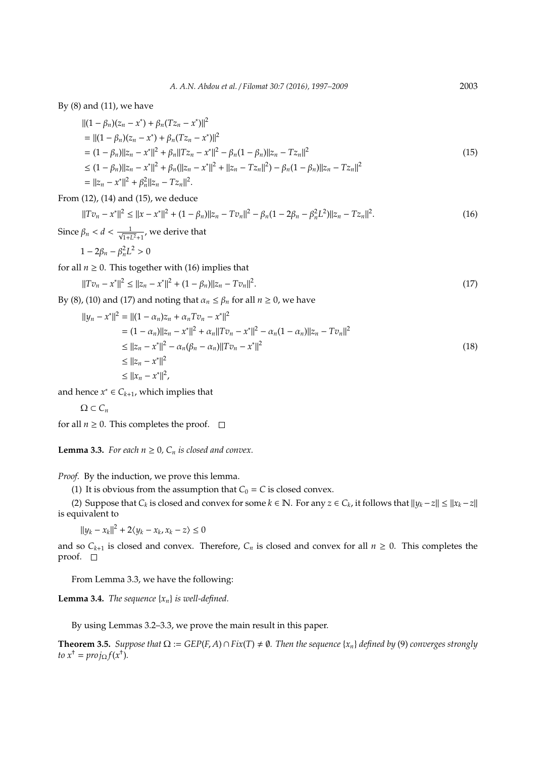By (8) and (11), we have

$$
\begin{aligned}
&\|(1-\beta_n)(z_n - x^*) + \beta_n(Tz_n - x^*)\|^2 \\
&= \|(1-\beta_n)(z_n - x^*) + \beta_n(Tz_n - x^*)\|^2 \\
&= (1-\beta_n)\|z_n - x^*\|^2 + \beta_n\|Tz_n - x^*\|^2 - \beta_n(1-\beta_n)\|z_n - Tz_n\|^2 \\
&\leq (1-\beta_n)\|z_n - x^*\|^2 + \beta_n(\|z_n - x^*\|^2 + \|z_n - Tz_n\|^2) - \beta_n(1-\beta_n)\|z_n - Tz_n\|^2 \\
&= \|z_n - x^*\|^2 + \beta_n^2\|z_n - Tz_n\|^2.
\end{aligned}
\tag{15}
$$

From (12), (14) and (15), we deduce

$$
\|Tv_n - x^*\|^2 \leq \|x - x^*\|^2 + (1-\beta_n)\|z_n - Tv_n\|^2 - \beta_n(1 - 2\beta_n - \beta_n^2 L^2)\|z_n - Tz_n\|^2. \tag{16}
$$

Since $\beta_n < d < \frac{1}{\sqrt{1+L^2}+1}$, we derive that

$$
1 - 2\beta_n - \beta_n^2 L^2 > 0
$$

for all $n \geq 0$. This together with (16) implies that

$$
\|Tv_n - x^*\|^2 \leq \|z_n - x^*\|^2 + (1-\beta_n)\|z_n - Tv_n\|^2. \tag{17}
$$

By (8), (10) and (17) and noting that $\alpha_n \leq \beta_n$ for all $n \geq 0$, we have

$$
\begin{aligned}
\|y_n - x^*\|^2 &= \|(1-\alpha_n)z_n + \alpha_n Tv_n - x^*\|^2 \\
&= (1-\alpha_n)\|z_n - x^*\|^2 + \alpha_n\|Tv_n - x^*\|^2 - \alpha_n(1-\alpha_n)\|z_n - Tv_n\|^2 \\
&\leq \|z_n - x^*\|^2 - \alpha_n(\beta_n - \alpha_n)\|Tv_n - x^*\|^2 \\
&\leq \|z_n - x^*\|^2 \\
&\leq \|x_n - x^*\|^2,
\end{aligned}
\tag{18}
$$

and hence $x^* \in C_{k+1}$, which implies that

$$
\Omega \subset C_n
$$

for all $n \geq 0$. This completes the proof. □

**Lemma 3.3.** *For each $n \geq 0$, $C_n$ is closed and convex.*

*Proof.* By the induction, we prove this lemma.

(1) It is obvious from the assumption that $C_0 = C$ is closed convex.

(2) Suppose that $C_k$ is closed and convex for some $k \in \mathbb{N}$. For any $z \in C_k$, it follows that $\|y_k - z\| \leq \|x_k - z\|$ is equivalent to

$$
\|y_k - x_k\|^2 + 2\langle y_k - x_k, x_k - z\rangle \leq 0
$$

and so $C_{k+1}$ is closed and convex. Therefore, $C_n$ is closed and convex for all $n \geq 0$. This completes the proof. □

From Lemma 3.3, we have the following:

**Lemma 3.4.** *The sequence $\{x_n\}$ is well-defined.*

By using Lemmas 3.2–3.3, we prove the main result in this paper.

**Theorem 3.5.** *Suppose that $\Omega := GEP(F, A) \cap Fix(T) \neq \emptyset$. Then the sequence $\{x_n\}$ defined by (9) converges strongly to $x^\dagger = proj_\Omega f(x^\dagger)$.*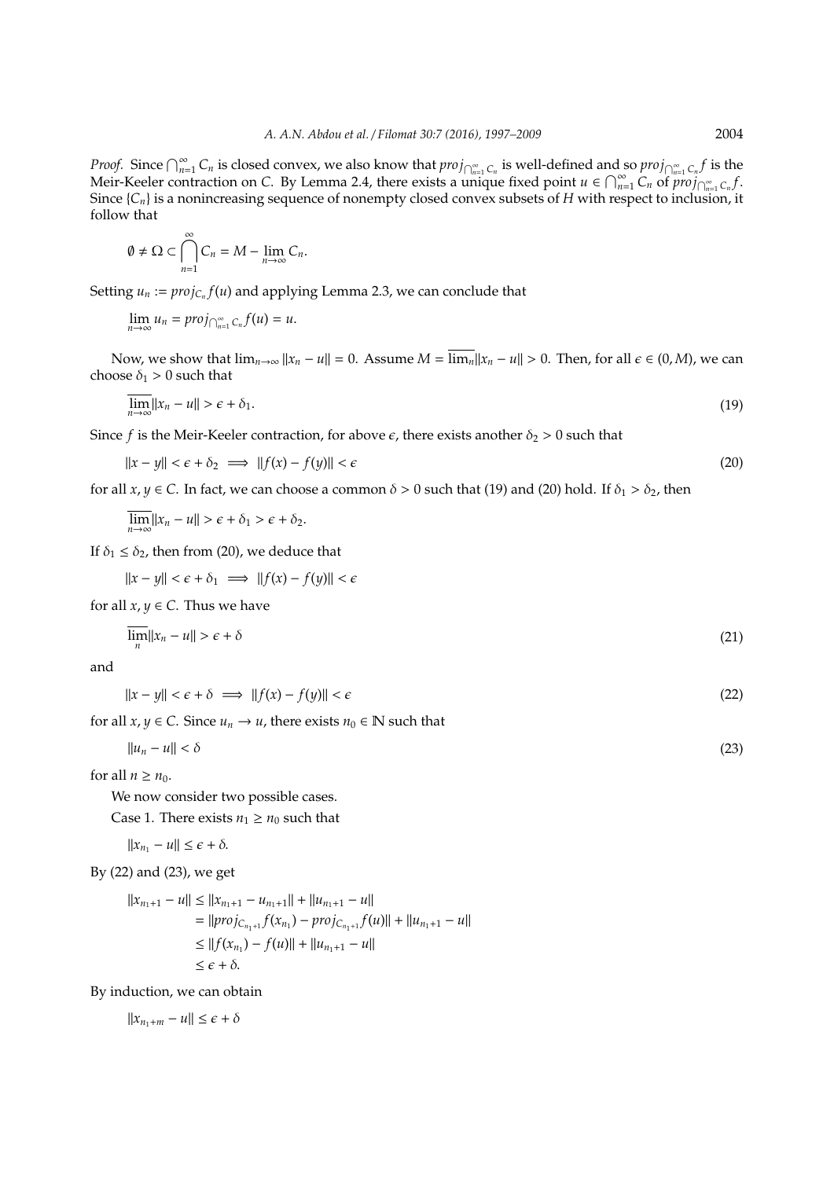*Proof.* Since $\bigcap_{n=1}^{\infty} C_n$ is closed convex, we also know that $proj_{\bigcap_{n=1}^{\infty} C_n}$ is well-defined and so $proj_{\bigcap_{n=1}^{\infty} C_n} f$ is the Meir-Keeler contraction on $C$. By Lemma 2.4, there exists a unique fixed point $u \in \bigcap_{n=1}^{\infty} C_n$ of $proj_{\bigcap_{n=1}^{\infty} C_n} f$. Since $\{C_n\}$ is a nonincreasing sequence of nonempty closed convex subsets of $H$ with respect to inclusion, it follow that

$$\emptyset \neq \Omega \subset \bigcap_{n=1}^{\infty} C_n = M - \lim_{n\to\infty} C_n.$$

Setting $u_n := proj_{C_n} f(u)$ and applying Lemma 2.3, we can conclude that

$$\lim_{n\to\infty} u_n = proj_{\bigcap_{n=1}^{\infty} C_n} f(u) = u.$$

Now, we show that $\lim_{n\to\infty} \|x_n - u\| = 0$. Assume $M = \overline{\lim}_n \|x_n - u\| > 0$. Then, for all $\epsilon \in (0, M)$, we can choose $\delta_1 > 0$ such that

$$\overline{\lim_{n\to\infty}} \|x_n - u\| > \epsilon + \delta_1. \tag{19}$$

Since $f$ is the Meir-Keeler contraction, for above $\epsilon$, there exists another $\delta_2 > 0$ such that

$$\|x - y\| < \epsilon + \delta_2 \implies \|f(x) - f(y)\| < \epsilon \tag{20}$$

for all $x, y \in C$. In fact, we can choose a common $\delta > 0$ such that (19) and (20) hold. If $\delta_1 > \delta_2$, then

$$\overline{\lim_{n\to\infty}} \|x_n - u\| > \epsilon + \delta_1 > \epsilon + \delta_2.$$

If $\delta_1 \leq \delta_2$, then from (20), we deduce that

$$\|x - y\| < \epsilon + \delta_1 \implies \|f(x) - f(y)\| < \epsilon$$

for all $x, y \in C$. Thus we have

$$\overline{\lim_{n}} \|x_n - u\| > \epsilon + \delta \tag{21}$$

and

$$\|x - y\| < \epsilon + \delta \implies \|f(x) - f(y)\| < \epsilon \tag{22}$$

for all $x, y \in C$. Since $u_n \to u$, there exists $n_0 \in \mathbb{N}$ such that

$$\|u_n - u\| < \delta \tag{23}$$

for all $n \geq n_0$.

We now consider two possible cases.

Case 1. There exists $n_1 \geq n_0$ such that

$$\|x_{n_1} - u\| \leq \epsilon + \delta.$$

By (22) and (23), we get

$$\begin{aligned}
\|x_{n_1+1} - u\| &\leq \|x_{n_1+1} - u_{n_1+1}\| + \|u_{n_1+1} - u\| \\
&= \|proj_{C_{n_1+1}} f(x_{n_1}) - proj_{C_{n_1+1}} f(u)\| + \|u_{n_1+1} - u\| \\
&\leq \|f(x_{n_1}) - f(u)\| + \|u_{n_1+1} - u\| \\
&\leq \epsilon + \delta.
\end{aligned}$$

By induction, we can obtain

$$\|x_{n_1+m} - u\| \leq \epsilon + \delta$$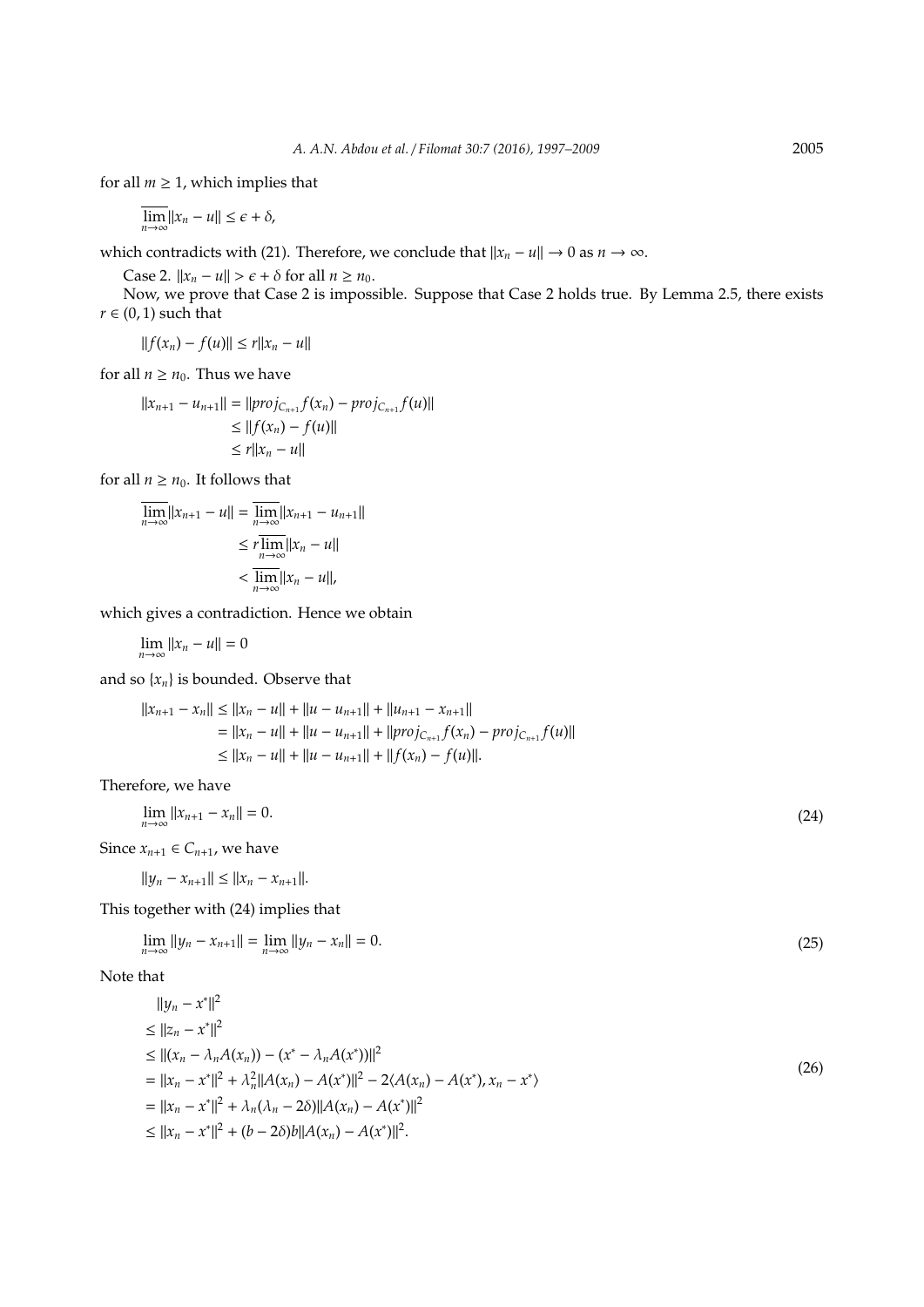for all $m \geq 1$, which implies that

$$\overline{\lim_{n\to\infty}} \|x_n - u\| \leq \epsilon + \delta,$$

which contradicts with (21). Therefore, we conclude that $\|x_n - u\| \to 0$ as $n \to \infty$.

Case 2. $\|x_n - u\| > \epsilon + \delta$ for all $n \geq n_0$.

Now, we prove that Case 2 is impossible. Suppose that Case 2 holds true. By Lemma 2.5, there exists $r \in (0, 1)$ such that

$$\|f(x_n) - f(u)\| \leq r\|x_n - u\|$$

for all $n \geq n_0$. Thus we have

$$\begin{aligned}
\|x_{n+1} - u_{n+1}\| &= \|proj_{C_{n+1}} f(x_n) - proj_{C_{n+1}} f(u)\| \\
&\leq \|f(x_n) - f(u)\| \\
&\leq r\|x_n - u\|
\end{aligned}$$

for all $n \geq n_0$. It follows that

$$\begin{aligned}
\overline{\lim_{n\to\infty}} \|x_{n+1} - u\| &= \overline{\lim_{n\to\infty}} \|x_{n+1} - u_{n+1}\| \\
&\leq r \overline{\lim_{n\to\infty}} \|x_n - u\| \\
&< \overline{\lim_{n\to\infty}} \|x_n - u\|,
\end{aligned}$$

which gives a contradiction. Hence we obtain

$$\lim_{n\to\infty} \|x_n - u\| = 0$$

and so $\{x_n\}$ is bounded. Observe that

$$\begin{aligned}
\|x_{n+1} - x_n\| &\leq \|x_n - u\| + \|u - u_{n+1}\| + \|u_{n+1} - x_{n+1}\| \\
&= \|x_n - u\| + \|u - u_{n+1}\| + \|proj_{C_{n+1}} f(x_n) - proj_{C_{n+1}} f(u)\| \\
&\leq \|x_n - u\| + \|u - u_{n+1}\| + \|f(x_n) - f(u)\|.
\end{aligned}$$

Therefore, we have

$$\lim_{n\to\infty} \|x_{n+1} - x_n\| = 0. \tag{24}$$

Since $x_{n+1} \in C_{n+1}$, we have

$$\|y_n - x_{n+1}\| \leq \|x_n - x_{n+1}\|.$$

This together with (24) implies that

$$\lim_{n\to\infty} \|y_n - x_{n+1}\| = \lim_{n\to\infty} \|y_n - x_n\| = 0. \tag{25}$$

Note that

$$\begin{aligned}
&\|y_n - x^*\|^2 \\
&\leq \|z_n - x^*\|^2 \\
&\leq \|(x_n - \lambda_n A(x_n)) - (x^* - \lambda_n A(x^*))\|^2 \\
&= \|x_n - x^*\|^2 + \lambda_n^2 \|A(x_n) - A(x^*)\|^2 - 2\langle A(x_n) - A(x^*), x_n - x^*\rangle \\
&= \|x_n - x^*\|^2 + \lambda_n(\lambda_n - 2\delta)\|A(x_n) - A(x^*)\|^2 \\
&\leq \|x_n - x^*\|^2 + (b - 2\delta)b\|A(x_n) - A(x^*)\|^2.
\end{aligned} \tag{26}$$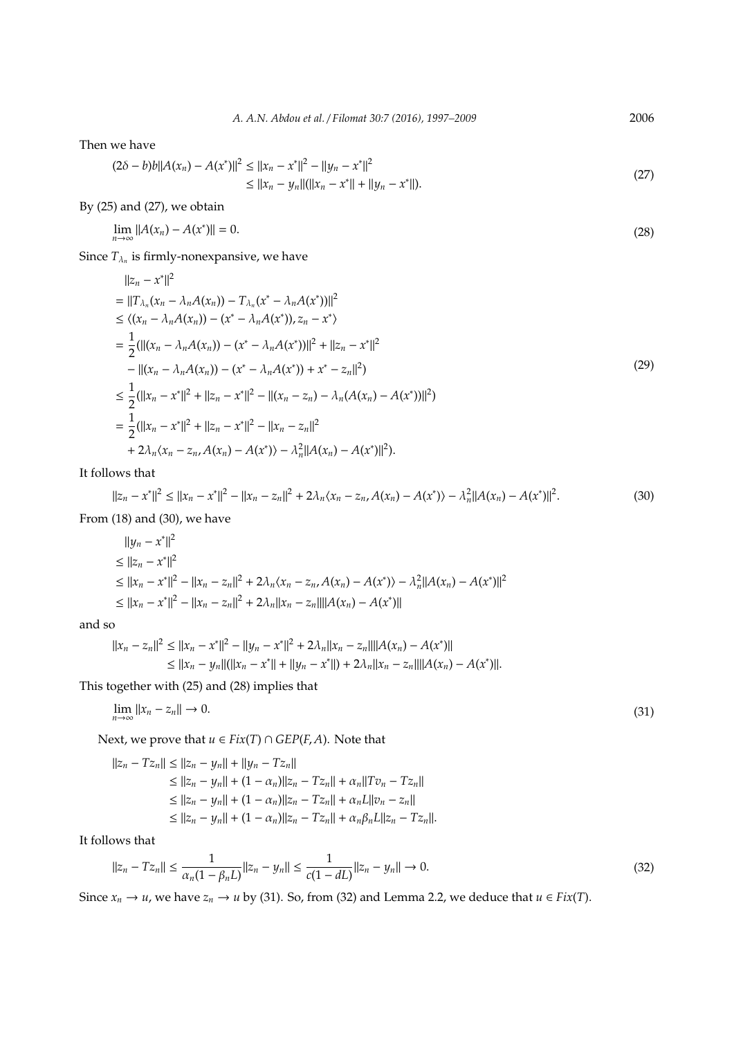Then we have

$$
\begin{aligned}
(2\delta - b)b\|A(x_n) - A(x^*)\|^2 &\leq \|x_n - x^*\|^2 - \|y_n - x^*\|^2 \\
&\leq \|x_n - y_n\|(\|x_n - x^*\| + \|y_n - x^*\|).
\end{aligned}
\tag{27}
$$

By (25) and (27), we obtain

$$
\lim_{n\to\infty} \|A(x_n) - A(x^*)\| = 0. \tag{28}
$$

Since $T_{\lambda_n}$ is firmly-nonexpansive, we have

$$
\begin{aligned}
&\|z_n - x^*\|^2 \\
&= \|T_{\lambda_n}(x_n - \lambda_n A(x_n)) - T_{\lambda_n}(x^* - \lambda_n A(x^*))\|^2 \\
&\leq \langle (x_n - \lambda_n A(x_n)) - (x^* - \lambda_n A(x^*)), z_n - x^* \rangle \\
&= \frac{1}{2}(\|(x_n - \lambda_n A(x_n)) - (x^* - \lambda_n A(x^*))\|^2 + \|z_n - x^*\|^2 \\
&\quad - \|(x_n - \lambda_n A(x_n)) - (x^* - \lambda_n A(x^*)) + x^* - z_n\|^2) \\
&\leq \frac{1}{2}(\|x_n - x^*\|^2 + \|z_n - x^*\|^2 - \|(x_n - z_n) - \lambda_n(A(x_n) - A(x^*))\|^2) \\
&= \frac{1}{2}(\|x_n - x^*\|^2 + \|z_n - x^*\|^2 - \|x_n - z_n\|^2 \\
&\quad + 2\lambda_n\langle x_n - z_n, A(x_n) - A(x^*)\rangle - \lambda_n^2\|A(x_n) - A(x^*)\|^2).
\end{aligned}
\tag{29}
$$

It follows that

$$
\|z_n - x^*\|^2 \leq \|x_n - x^*\|^2 - \|x_n - z_n\|^2 + 2\lambda_n\langle x_n - z_n, A(x_n) - A(x^*)\rangle - \lambda_n^2\|A(x_n) - A(x^*)\|^2. \tag{30}
$$

From (18) and (30), we have

$$
\begin{aligned}
&\|y_n - x^*\|^2 \\
&\leq \|z_n - x^*\|^2 \\
&\leq \|x_n - x^*\|^2 - \|x_n - z_n\|^2 + 2\lambda_n\langle x_n - z_n, A(x_n) - A(x^*)\rangle - \lambda_n^2\|A(x_n) - A(x^*)\|^2 \\
&\leq \|x_n - x^*\|^2 - \|x_n - z_n\|^2 + 2\lambda_n\|x_n - z_n\|\|A(x_n) - A(x^*)\|
\end{aligned}
$$

and so

$$
\begin{aligned}
\|x_n - z_n\|^2 &\leq \|x_n - x^*\|^2 - \|y_n - x^*\|^2 + 2\lambda_n\|x_n - z_n\|\|A(x_n) - A(x^*)\| \\
&\leq \|x_n - y_n\|(\|x_n - x^*\| + \|y_n - x^*\|) + 2\lambda_n\|x_n - z_n\|\|A(x_n) - A(x^*)\|.
\end{aligned}
$$

This together with (25) and (28) implies that

$$
\lim_{n\to\infty} \|x_n - z_n\| \to 0. \tag{31}
$$

Next, we prove that $u \in Fix(T) \cap GEP(F, A)$. Note that

$$
\begin{aligned}
\|z_n - Tz_n\| &\leq \|z_n - y_n\| + \|y_n - Tz_n\| \\
&\leq \|z_n - y_n\| + (1 - \alpha_n)\|z_n - Tz_n\| + \alpha_n\|Tv_n - Tz_n\| \\
&\leq \|z_n - y_n\| + (1 - \alpha_n)\|z_n - Tz_n\| + \alpha_n L\|v_n - z_n\| \\
&\leq \|z_n - y_n\| + (1 - \alpha_n)\|z_n - Tz_n\| + \alpha_n\beta_n L\|z_n - Tz_n\|.
\end{aligned}
$$

It follows that

$$
\|z_n - Tz_n\| \leq \frac{1}{\alpha_n(1 - \beta_n L)}\|z_n - y_n\| \leq \frac{1}{c(1 - dL)}\|z_n - y_n\| \to 0. \tag{32}
$$

Since $x_n \to u$, we have $z_n \to u$ by (31). So, from (32) and Lemma 2.2, we deduce that $u \in Fix(T)$.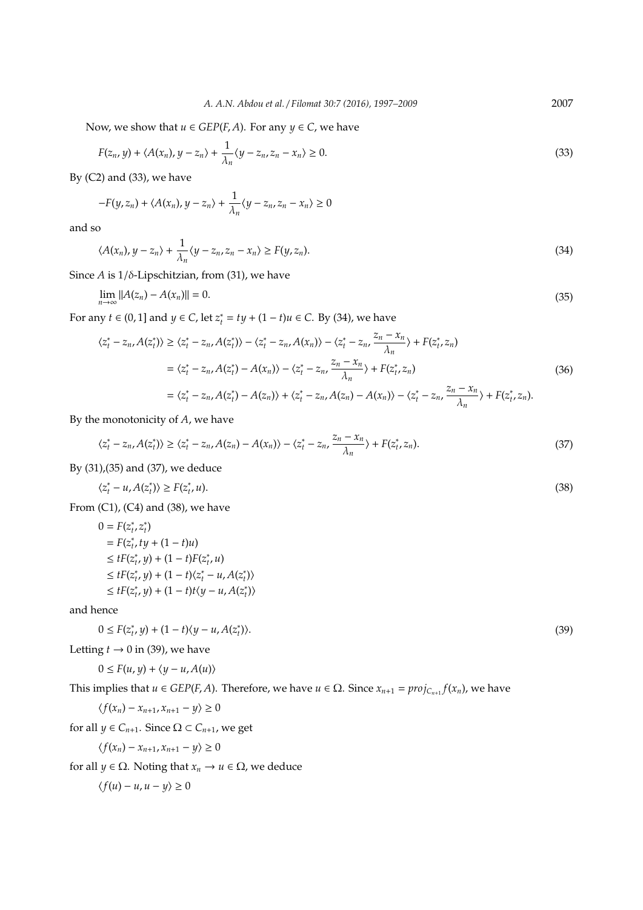Now, we show that $u \in GEP(F, A)$. For any $y \in C$, we have

$$F(z_n, y) + \langle A(x_n), y - z_n \rangle + \frac{1}{\lambda_n} \langle y - z_n, z_n - x_n \rangle \geq 0. \tag{33}$$

By (C2) and (33), we have

$$-F(y, z_n) + \langle A(x_n), y - z_n \rangle + \frac{1}{\lambda_n} \langle y - z_n, z_n - x_n \rangle \geq 0$$

and so

$$\langle A(x_n), y - z_n \rangle + \frac{1}{\lambda_n} \langle y - z_n, z_n - x_n \rangle \geq F(y, z_n). \tag{34}$$

Since $A$ is $1/\delta$-Lipschitzian, from (31), we have

$$\lim_{n \to \infty} \|A(z_n) - A(x_n)\| = 0. \tag{35}$$

For any $t \in (0, 1]$ and $y \in C$, let $z_t^* = ty + (1 - t)u \in C$. By (34), we have

$$\begin{aligned}
\langle z_t^* - z_n, A(z_t^*) \rangle &\geq \langle z_t^* - z_n, A(z_t^*) \rangle - \langle z_t^* - z_n, A(x_n) \rangle - \langle z_t^* - z_n, \frac{z_n - x_n}{\lambda_n} \rangle + F(z_t^*, z_n) \\
&= \langle z_t^* - z_n, A(z_t^*) - A(x_n) \rangle - \langle z_t^* - z_n, \frac{z_n - x_n}{\lambda_n} \rangle + F(z_t^*, z_n) \\
&= \langle z_t^* - z_n, A(z_t^*) - A(z_n) \rangle + \langle z_t^* - z_n, A(z_n) - A(x_n) \rangle - \langle z_t^* - z_n, \frac{z_n - x_n}{\lambda_n} \rangle + F(z_t^*, z_n).
\end{aligned} \tag{36}$$

By the monotonicity of $A$, we have

$$\langle z_t^* - z_n, A(z_t^*) \rangle \geq \langle z_t^* - z_n, A(z_n) - A(x_n) \rangle - \langle z_t^* - z_n, \frac{z_n - x_n}{\lambda_n} \rangle + F(z_t^*, z_n). \tag{37}$$

By (31),(35) and (37), we deduce

$$\langle z_t^* - u, A(z_t^*) \rangle \geq F(z_t^*, u). \tag{38}$$

From (C1), (C4) and (38), we have

$$\begin{aligned}
0 &= F(z_t^*, z_t^*) \\
&= F(z_t^*, ty + (1 - t)u) \\
&\leq tF(z_t^*, y) + (1 - t)F(z_t^*, u) \\
&\leq tF(z_t^*, y) + (1 - t)\langle z_t^* - u, A(z_t^*) \rangle \\
&\leq tF(z_t^*, y) + (1 - t)t\langle y - u, A(z_t^*) \rangle
\end{aligned}$$

and hence

$$0 \leq F(z_t^*, y) + (1 - t)\langle y - u, A(z_t^*) \rangle. \tag{39}$$

Letting $t \to 0$ in (39), we have

$$0 \leq F(u, y) + \langle y - u, A(u) \rangle$$

This implies that $u \in GEP(F, A)$. Therefore, we have $u \in \Omega$. Since $x_{n+1} = proj_{C_{n+1}} f(x_n)$, we have

$$\langle f(x_n) - x_{n+1}, x_{n+1} - y \rangle \geq 0$$

for all $y \in C_{n+1}$. Since $\Omega \subset C_{n+1}$, we get

$$\langle f(x_n) - x_{n+1}, x_{n+1} - y \rangle \geq 0$$

for all $y \in \Omega$. Noting that $x_n \to u \in \Omega$, we deduce

$$\langle f(u) - u, u - y \rangle \geq 0$$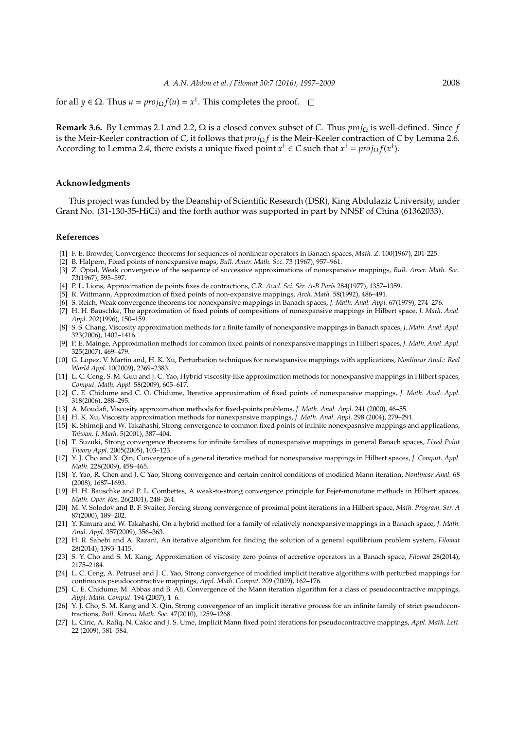for all $y \in \Omega$. Thus $u = proj_{\Omega} f(u) = x^{\dagger}$. This completes the proof. $\square$

**Remark 3.6.** By Lemmas 2.1 and 2.2, $\Omega$ is a closed convex subset of $C$. Thus $proj_{\Omega}$ is well-defined. Since $f$ is the Meir-Keeler contraction of $C$, it follows that $proj_{\Omega} f$ is the Meir-Keeler contraction of $C$ by Lemma 2.6. According to Lemma 2.4, there exists a unique fixed point $x^{\dagger} \in C$ such that $x^{\dagger} = proj_{\Omega} f(x^{\dagger})$.

### Acknowledgments

This project was funded by the Deanship of Scientific Research (DSR), King Abdulaziz University, under Grant No. (31-130-35-HiCi) and the forth author was supported in part by NNSF of China (61362033).

### References

[1] F. E. Browder, Convergence theorems for sequences of nonlinear operators in Banach spaces, *Math. Z.* 100(1967), 201-225.

[2] B. Halpern, Fixed points of nonexpansive maps, *Bull. Amer. Math. Soc.* 73 (1967), 957–961.

[3] Z. Opial, Weak convergence of the sequence of successive approximations of nonexpansive mappings, *Bull. Amer. Math. Soc.* 73(1967), 595–597.

[4] P. L. Lions, Approximation de points fixes de contractions, *C.R. Acad. Sci. Sèr. A-B Paris* 284(1977), 1357–1359.

[5] R. Wittmann, Approximation of fixed points of non-expansive mappings, *Arch. Math.* 58(1992), 486–491.

[6] S. Reich, Weak convergence theorems for nonexpansive mappings in Banach spaces, *J. Math. Anal. Appl.* 67(1979), 274–276.

[7] H. H. Bauschke, The approximation of fixed points of compositions of nonexpansive mappings in Hilbert space, *J. Math. Anal. Appl.* 202(1996), 150–159.

[8] S. S. Chang, Viscosity approximation methods for a finite family of nonexpansive mappings in Banach spaces, *J. Math. Anal. Appl.* 323(2006), 1402–1416.

[9] P. E. Mainge, Approximation methods for common fixed points of nonexpansive mappings in Hilbert spaces, *J. Math. Anal. Appl.* 325(2007), 469–479.

[10] G. Lopez, V. Martin and, H. K. Xu, Perturbation techniques for nonexpansive mappings with applications, *Nonlinear Anal.: Real World Appl.* 10(2009), 2369–2383.

[11] L. C. Ceng, S. M. Guu and J. C. Yao, Hybrid viscosity-like approximation methods for nonexpansive mappings in Hilbert spaces, *Comput. Math. Appl.* 58(2009), 605–617.

[12] C. E. Chidume and C. O. Chidume, Iterative approximation of fixed points of nonexpansive mappings, *J. Math. Anal. Appl.* 318(2006), 288–295.

[13] A. Moudafi, Viscosity approximation methods for fixed-points problems, *J. Math. Anal. Appl.* 241 (2000), 46–55.

[14] H. K. Xu, Viscosity approximation methods for nonexpansive mappings, *J. Math. Anal. Appl.* 298 (2004), 279–291.

[15] K. Shimoji and W. Takahashi, Strong convergence to common fixed points of infinite nonexpasnsive mappings and applications, *Taiwan. J. Math.* 5(2001), 387–404.

[16] T. Suzuki, Strong convergence theorems for infinite families of nonexpansive mappings in general Banach spaces, *Fixed Point Theory Appl.* 2005(2005), 103–123.

[17] Y. J. Cho and X. Qin, Convergence of a general iterative method for nonexpansive mappings in Hilbert spaces, *J. Comput. Appl. Math.* 228(2009), 458–465.

[18] Y. Yao, R. Chen and J. C Yao, Strong convergence and certain control conditions of modified Mann iteration, *Nonlinear Anal.* 68 (2008), 1687–1693.

[19] H. H. Bauschke and P. L. Combettes, A weak-to-strong convergence principle for Fejef-monotone methods in Hilbert spaces, *Math. Oper. Res.* 26(2001), 248–264.

[20] M. V. Solodov and B. F. Svaiter, Forcing strong convergence of proximal point iterations in a Hilbert space, *Math. Program. Ser. A* 87(2000), 189–202.

[21] Y. Kimura and W. Takahashi, On a hybrid method for a family of relatively nonexpansive mappings in a Banach space, *J. Math. Anal. Appl.* 357(2009), 356–363.

[22] H. R. Sahebi and A. Razani, An iterative algorithm for finding the solution of a general equilibrium problem system, *Filomat* 28(2014), 1393–1415.

[23] S. Y. Cho and S. M. Kang, Approximation of viscosity zero points of accretive operators in a Banach space, *Filomat* 28(2014), 2175–2184.

[24] L. C. Ceng, A. Petrusel and J. C. Yao, Strong convergence of modified implicit iterative algorithms with perturbed mappings for continuous pseudocontractive mappings, *Appl. Math. Comput.* 209 (2009), 162–176.

[25] C. E. Chidume, M. Abbas and B. Ali, Convergence of the Mann iteration algorithm for a class of pseudocontractive mappings, *Appl. Math. Comput.* 194 (2007), 1–6.

[26] Y. J. Cho, S. M. Kang and X. Qin, Strong convergence of an implicit iterative process for an infinite family of strict pseudocontractions, *Bull. Korean Math. Soc.* 47(2010), 1259–1268.

[27] L. Ciric, A. Rafiq, N. Cakic and J. S. Ume, Implicit Mann fixed point iterations for pseudocontractive mappings, *Appl. Math. Lett.* 22 (2009), 581–584.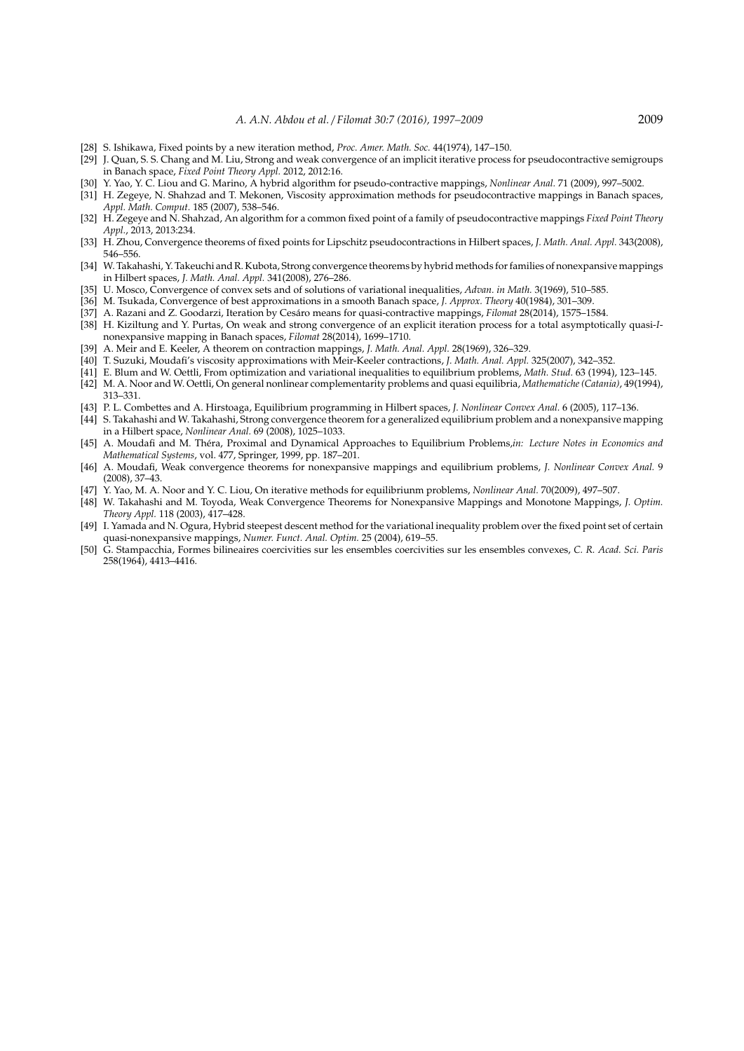[28] S. Ishikawa, Fixed points by a new iteration method, *Proc. Amer. Math. Soc.* 44(1974), 147–150.

[29] J. Quan, S. S. Chang and M. Liu, Strong and weak convergence of an implicit iterative process for pseudocontractive semigroups in Banach space, *Fixed Point Theory Appl.* 2012, 2012:16.

[30] Y. Yao, Y. C. Liou and G. Marino, A hybrid algorithm for pseudo-contractive mappings, *Nonlinear Anal.* 71 (2009), 997–5002.

[31] H. Zegeye, N. Shahzad and T. Mekonen, Viscosity approximation methods for pseudocontractive mappings in Banach spaces, *Appl. Math. Comput.* 185 (2007), 538–546.

[32] H. Zegeye and N. Shahzad, An algorithm for a common fixed point of a family of pseudocontractive mappings *Fixed Point Theory Appl.*, 2013, 2013:234.

[33] H. Zhou, Convergence theorems of fixed points for Lipschitz pseudocontractions in Hilbert spaces, *J. Math. Anal. Appl.* 343(2008), 546–556.

[34] W. Takahashi, Y. Takeuchi and R. Kubota, Strong convergence theorems by hybrid methods for families of nonexpansive mappings in Hilbert spaces, *J. Math. Anal. Appl.* 341(2008), 276–286.

[35] U. Mosco, Convergence of convex sets and of solutions of variational inequalities, *Advan. in Math.* 3(1969), 510–585.

[36] M. Tsukada, Convergence of best approximations in a smooth Banach space, *J. Approx. Theory* 40(1984), 301–309.

[37] A. Razani and Z. Goodarzi, Iteration by Cesáro means for quasi-contractive mappings, *Filomat* 28(2014), 1575–1584.

[38] H. Kiziltung and Y. Purtas, On weak and strong convergence of an explicit iteration process for a total asymptotically quasi-*I*-nonexpansive mapping in Banach spaces, *Filomat* 28(2014), 1699–1710.

[39] A. Meir and E. Keeler, A theorem on contraction mappings, *J. Math. Anal. Appl.* 28(1969), 326–329.

[40] T. Suzuki, Moudafi's viscosity approximations with Meir-Keeler contractions, *J. Math. Anal. Appl.* 325(2007), 342–352.

[41] E. Blum and W. Oettli, From optimization and variational inequalities to equilibrium problems, *Math. Stud.* 63 (1994), 123–145.

[42] M. A. Noor and W. Oettli, On general nonlinear complementarity problems and quasi equilibria, *Mathematiche (Catania)*, 49(1994), 313–331.

[43] P. L. Combettes and A. Hirstoaga, Equilibrium programming in Hilbert spaces, *J. Nonlinear Convex Anal.* 6 (2005), 117–136.

[44] S. Takahashi and W. Takahashi, Strong convergence theorem for a generalized equilibrium problem and a nonexpansive mapping in a Hilbert space, *Nonlinear Anal.* 69 (2008), 1025–1033.

[45] A. Moudafi and M. Théra, Proximal and Dynamical Approaches to Equilibrium Problems,*in: Lecture Notes in Economics and Mathematical Systems*, vol. 477, Springer, 1999, pp. 187–201.

[46] A. Moudafi, Weak convergence theorems for nonexpansive mappings and equilibrium problems, *J. Nonlinear Convex Anal.* 9 (2008), 37–43.

[47] Y. Yao, M. A. Noor and Y. C. Liou, On iterative methods for equilibriunm problems, *Nonlinear Anal.* 70(2009), 497–507.

[48] W. Takahashi and M. Toyoda, Weak Convergence Theorems for Nonexpansive Mappings and Monotone Mappings, *J. Optim. Theory Appl.* 118 (2003), 417–428.

[49] I. Yamada and N. Ogura, Hybrid steepest descent method for the variational inequality problem over the fixed point set of certain quasi-nonexpansive mappings, *Numer. Funct. Anal. Optim.* 25 (2004), 619–55.

[50] G. Stampacchia, Formes bilineaires coercivities sur les ensembles coercivities sur les ensembles convexes, *C. R. Acad. Sci. Paris* 258(1964), 4413–4416.